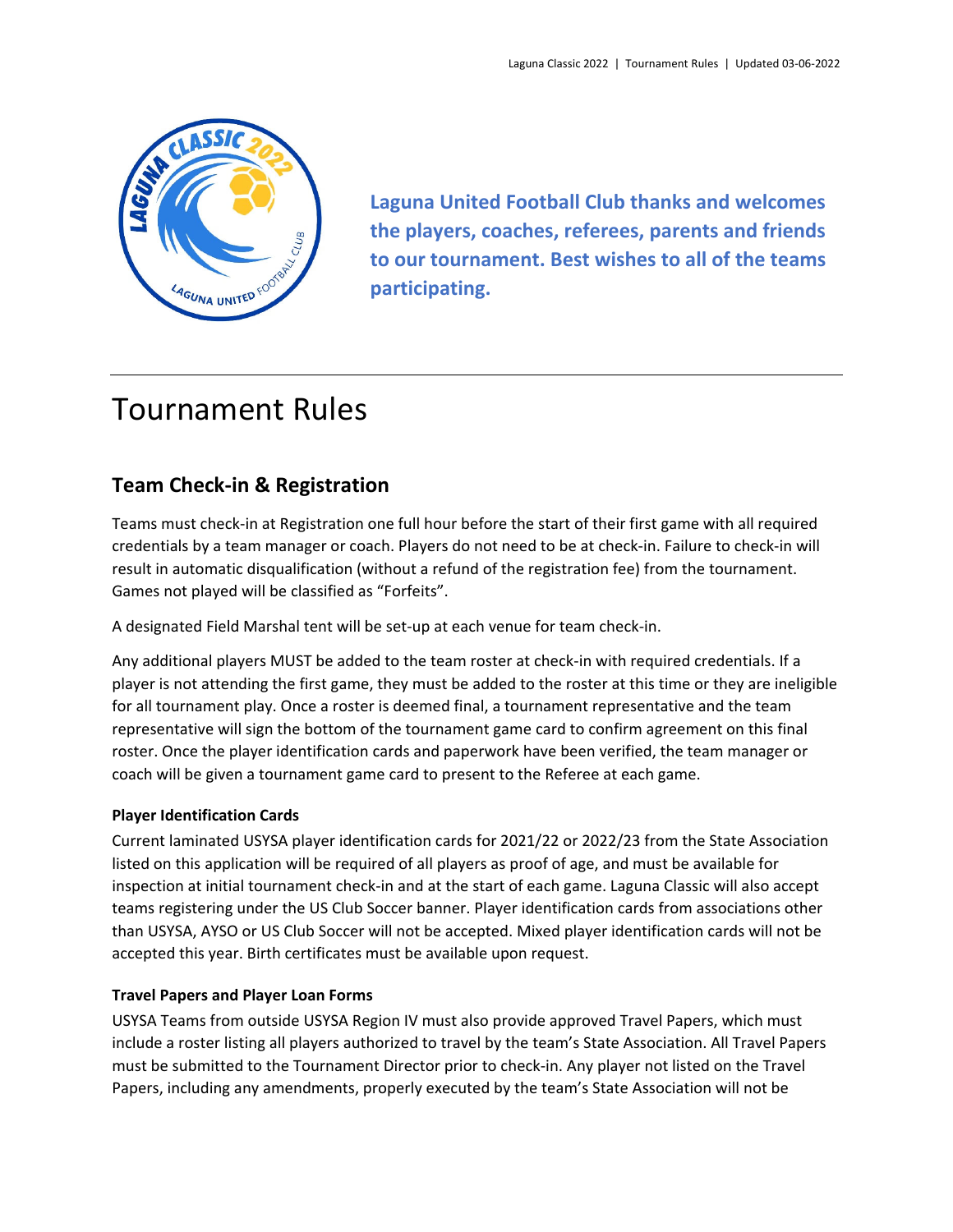Laguna United Football Club thanks and welcomes the players, coaches, referees, parents and friends to our tournament. Best wishes to all of the teams participating.

# Tournament Rules

## Team Check-in & Registration

Teams must check-in at Registration one full hour before the start of their first game with all required credentials by a team manager or coach. Players do not need to be at check-in. Failure to check-in will result in automatic disqualification (without a refund of the registration fee) from the tournament. Games not played will be classified as "Forfeits".

A designated Field Marshal tent will be set-up at each venue for team check-in.

Any additional players MUST be added to the team roster at check-in with required credentials. If a player is not attending the first game, they must be added to the roster at this time or they are ineligible for all tournament play. Once a roster is deemed final, a tournament representative and the team representative will sign the bottom of the tournament game card to confirm agreement on this final roster. Once the player identification cards and paperwork have been verified, the team manager or coach will be given a tournament game card to present to the Referee at each game.

**Player Identification Cards**

Current laminated USYSA player identification cards for 2021/22 or 2022/23 from the State Association listed on this application will be required of all players as proof of age, and must be available for inspection at initial tournament check-in and at the start of each game. Laguna Classic will also accept teams registering under the US Club Soccer banner. Player identification cards from associations other than USYSA, AYSO or US Club Soccer will not be accepted. Mixed player identification cards will not be accepted this year. Birth certificates must be available upon request.

**Travel Papers and Player Loan Forms**

USYSA Teams from outside USYSA Region IV must also provide approved Travel Papers, which must include a roster listing all players authorized to travel by the team's State Association. All Travel Papers must be submitted to the Tournament Director prior to check-in. Any player not listed on the Travel Papers, including any amendments, properly executed by the team's State Association will not be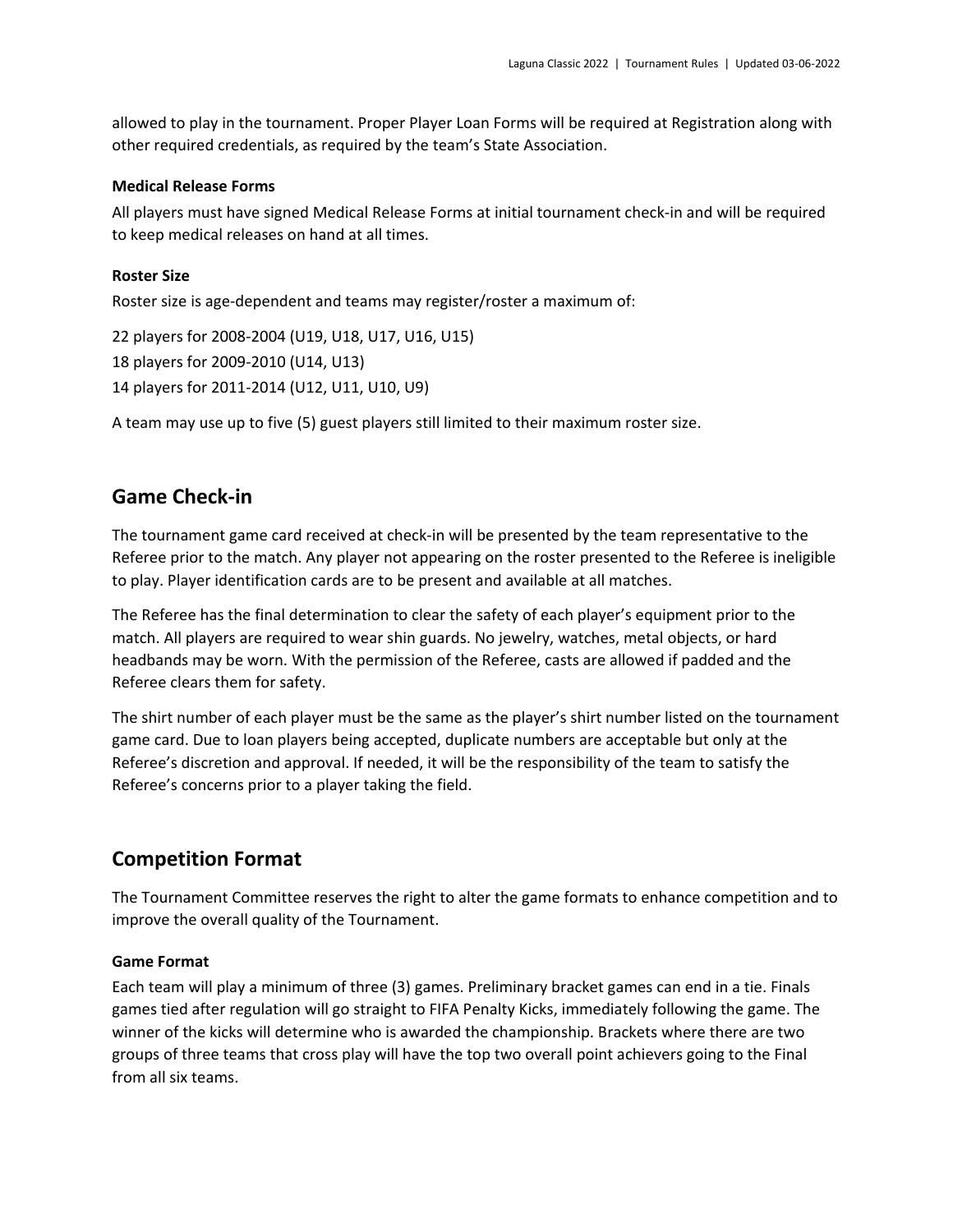allowed to play in the tournament. Proper Player Loan Forms will be required at Registration along with other required credentials, as required by the team's State Association.

### Medical Release Forms

All players must have signed Medical Release Forms at initial tournament check-in and will be required to keep medical releases on hand at all times.

### Roster Size

Roster size is age-dependent and teams may register/roster a maximum of:

22 players for 2008-2004 (U19, U18, U17, U16, U15)
18 players for 2009-2010 (U14, U13)
14 players for 2011-2014 (U12, U11, U10, U9)

A team may use up to five (5) guest players still limited to their maximum roster size.

## Game Check-in

The tournament game card received at check-in will be presented by the team representative to the Referee prior to the match. Any player not appearing on the roster presented to the Referee is ineligible to play. Player identification cards are to be present and available at all matches.

The Referee has the final determination to clear the safety of each player's equipment prior to the match. All players are required to wear shin guards. No jewelry, watches, metal objects, or hard headbands may be worn. With the permission of the Referee, casts are allowed if padded and the Referee clears them for safety.

The shirt number of each player must be the same as the player's shirt number listed on the tournament game card. Due to loan players being accepted, duplicate numbers are acceptable but only at the Referee's discretion and approval. If needed, it will be the responsibility of the team to satisfy the Referee's concerns prior to a player taking the field.

## Competition Format

The Tournament Committee reserves the right to alter the game formats to enhance competition and to improve the overall quality of the Tournament.

### Game Format

Each team will play a minimum of three (3) games. Preliminary bracket games can end in a tie. Finals games tied after regulation will go straight to FIFA Penalty Kicks, immediately following the game. The winner of the kicks will determine who is awarded the championship. Brackets where there are two groups of three teams that cross play will have the top two overall point achievers going to the Final from all six teams.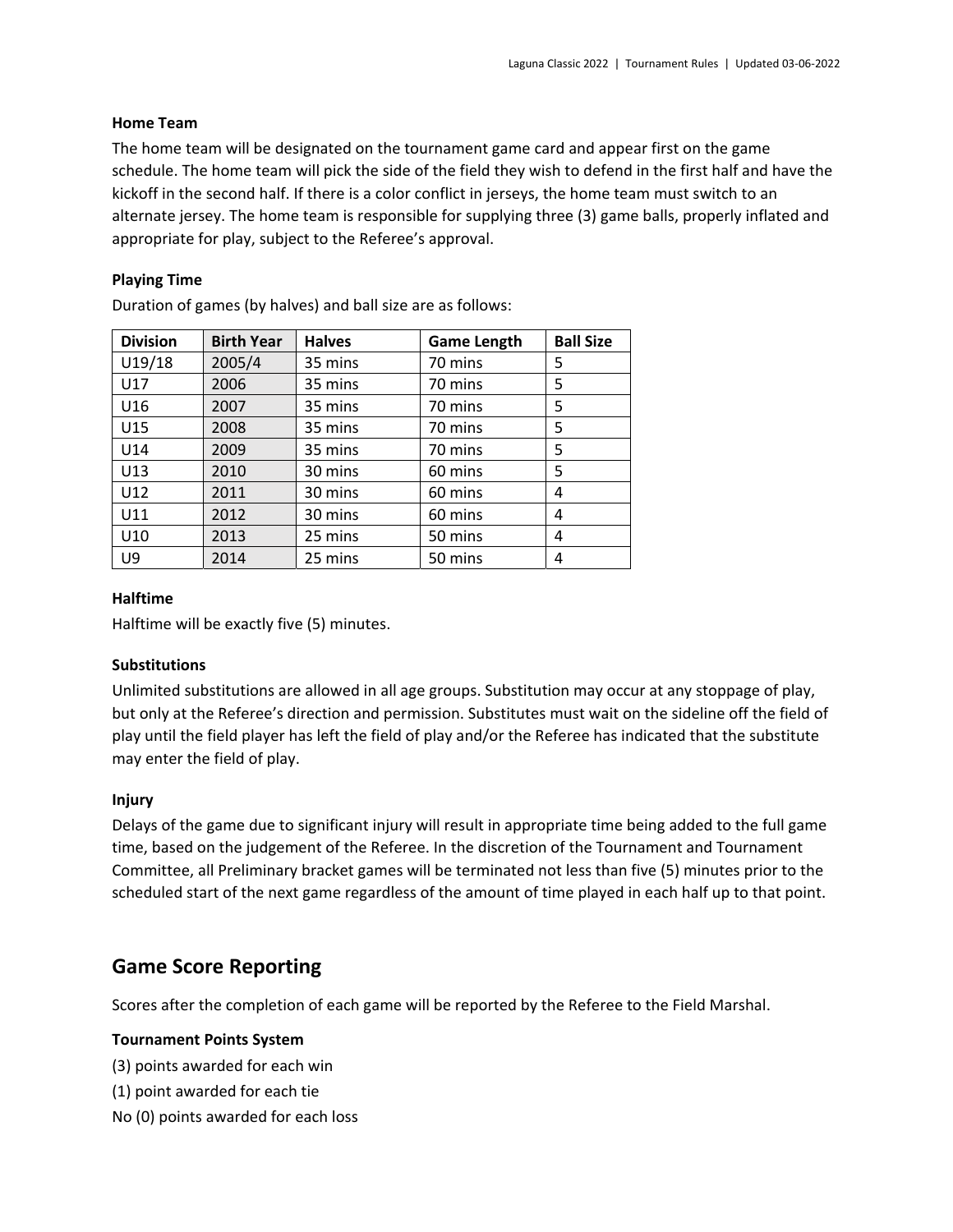### Home Team

The home team will be designated on the tournament game card and appear first on the game schedule. The home team will pick the side of the field they wish to defend in the first half and have the kickoff in the second half. If there is a color conflict in jerseys, the home team must switch to an alternate jersey. The home team is responsible for supplying three (3) game balls, properly inflated and appropriate for play, subject to the Referee's approval.

### Playing Time

Duration of games (by halves) and ball size are as follows:

| Division | Birth Year | Halves | Game Length | Ball Size |
|---|---|---|---|---|
| U19/18 | 2005/4 | 35 mins | 70 mins | 5 |
| U17 | 2006 | 35 mins | 70 mins | 5 |
| U16 | 2007 | 35 mins | 70 mins | 5 |
| U15 | 2008 | 35 mins | 70 mins | 5 |
| U14 | 2009 | 35 mins | 70 mins | 5 |
| U13 | 2010 | 30 mins | 60 mins | 5 |
| U12 | 2011 | 30 mins | 60 mins | 4 |
| U11 | 2012 | 30 mins | 60 mins | 4 |
| U10 | 2013 | 25 mins | 50 mins | 4 |
| U9 | 2014 | 25 mins | 50 mins | 4 |

### Halftime

Halftime will be exactly five (5) minutes.

### Substitutions

Unlimited substitutions are allowed in all age groups. Substitution may occur at any stoppage of play, but only at the Referee's direction and permission. Substitutes must wait on the sideline off the field of play until the field player has left the field of play and/or the Referee has indicated that the substitute may enter the field of play.

### Injury

Delays of the game due to significant injury will result in appropriate time being added to the full game time, based on the judgement of the Referee. In the discretion of the Tournament and Tournament Committee, all Preliminary bracket games will be terminated not less than five (5) minutes prior to the scheduled start of the next game regardless of the amount of time played in each half up to that point.

## Game Score Reporting

Scores after the completion of each game will be reported by the Referee to the Field Marshal.

### Tournament Points System

(3) points awarded for each win

(1) point awarded for each tie

No (0) points awarded for each loss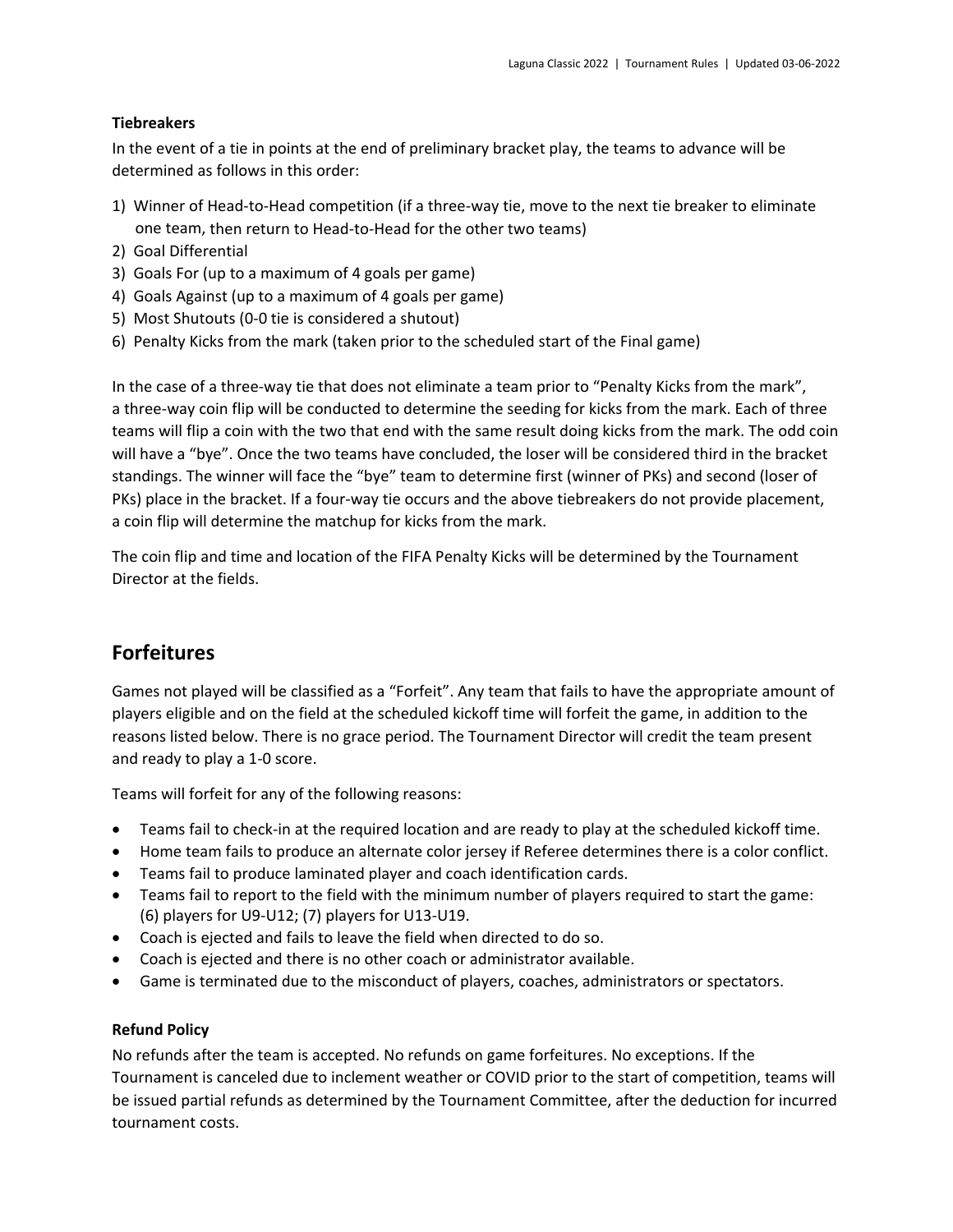**Tiebreakers**

In the event of a tie in points at the end of preliminary bracket play, the teams to advance will be determined as follows in this order:

1) Winner of Head-to-Head competition (if a three-way tie, move to the next tie breaker to eliminate one team, then return to Head-to-Head for the other two teams)
2) Goal Differential
3) Goals For (up to a maximum of 4 goals per game)
4) Goals Against (up to a maximum of 4 goals per game)
5) Most Shutouts (0-0 tie is considered a shutout)
6) Penalty Kicks from the mark (taken prior to the scheduled start of the Final game)

In the case of a three-way tie that does not eliminate a team prior to "Penalty Kicks from the mark", a three-way coin flip will be conducted to determine the seeding for kicks from the mark. Each of three teams will flip a coin with the two that end with the same result doing kicks from the mark. The odd coin will have a "bye". Once the two teams have concluded, the loser will be considered third in the bracket standings. The winner will face the "bye" team to determine first (winner of PKs) and second (loser of PKs) place in the bracket. If a four-way tie occurs and the above tiebreakers do not provide placement, a coin flip will determine the matchup for kicks from the mark.

The coin flip and time and location of the FIFA Penalty Kicks will be determined by the Tournament Director at the fields.

## Forfeitures

Games not played will be classified as a "Forfeit". Any team that fails to have the appropriate amount of players eligible and on the field at the scheduled kickoff time will forfeit the game, in addition to the reasons listed below. There is no grace period. The Tournament Director will credit the team present and ready to play a 1-0 score.

Teams will forfeit for any of the following reasons:

- Teams fail to check-in at the required location and are ready to play at the scheduled kickoff time.
- Home team fails to produce an alternate color jersey if Referee determines there is a color conflict.
- Teams fail to produce laminated player and coach identification cards.
- Teams fail to report to the field with the minimum number of players required to start the game: (6) players for U9-U12; (7) players for U13-U19.
- Coach is ejected and fails to leave the field when directed to do so.
- Coach is ejected and there is no other coach or administrator available.
- Game is terminated due to the misconduct of players, coaches, administrators or spectators.

**Refund Policy**

No refunds after the team is accepted. No refunds on game forfeitures. No exceptions. If the Tournament is canceled due to inclement weather or COVID prior to the start of competition, teams will be issued partial refunds as determined by the Tournament Committee, after the deduction for incurred tournament costs.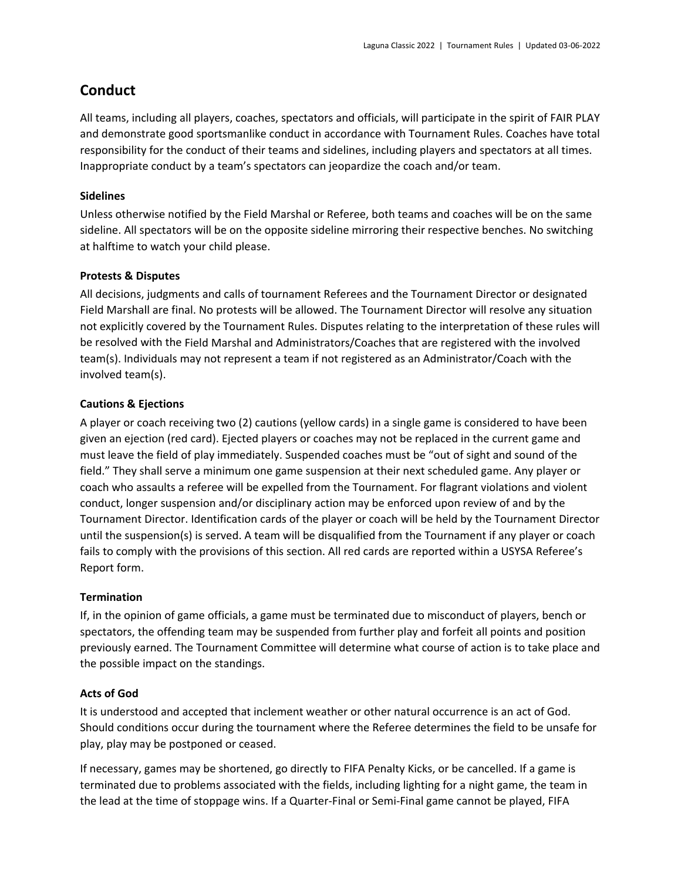## Conduct

All teams, including all players, coaches, spectators and officials, will participate in the spirit of FAIR PLAY and demonstrate good sportsmanlike conduct in accordance with Tournament Rules. Coaches have total responsibility for the conduct of their teams and sidelines, including players and spectators at all times. Inappropriate conduct by a team's spectators can jeopardize the coach and/or team.

### Sidelines

Unless otherwise notified by the Field Marshal or Referee, both teams and coaches will be on the same sideline. All spectators will be on the opposite sideline mirroring their respective benches. No switching at halftime to watch your child please.

### Protests & Disputes

All decisions, judgments and calls of tournament Referees and the Tournament Director or designated Field Marshall are final. No protests will be allowed. The Tournament Director will resolve any situation not explicitly covered by the Tournament Rules. Disputes relating to the interpretation of these rules will be resolved with the Field Marshal and Administrators/Coaches that are registered with the involved team(s). Individuals may not represent a team if not registered as an Administrator/Coach with the involved team(s).

### Cautions & Ejections

A player or coach receiving two (2) cautions (yellow cards) in a single game is considered to have been given an ejection (red card). Ejected players or coaches may not be replaced in the current game and must leave the field of play immediately. Suspended coaches must be "out of sight and sound of the field." They shall serve a minimum one game suspension at their next scheduled game. Any player or coach who assaults a referee will be expelled from the Tournament. For flagrant violations and violent conduct, longer suspension and/or disciplinary action may be enforced upon review of and by the Tournament Director. Identification cards of the player or coach will be held by the Tournament Director until the suspension(s) is served. A team will be disqualified from the Tournament if any player or coach fails to comply with the provisions of this section. All red cards are reported within a USYSA Referee's Report form.

### Termination

If, in the opinion of game officials, a game must be terminated due to misconduct of players, bench or spectators, the offending team may be suspended from further play and forfeit all points and position previously earned. The Tournament Committee will determine what course of action is to take place and the possible impact on the standings.

### Acts of God

It is understood and accepted that inclement weather or other natural occurrence is an act of God. Should conditions occur during the tournament where the Referee determines the field to be unsafe for play, play may be postponed or ceased.

If necessary, games may be shortened, go directly to FIFA Penalty Kicks, or be cancelled. If a game is terminated due to problems associated with the fields, including lighting for a night game, the team in the lead at the time of stoppage wins. If a Quarter-Final or Semi-Final game cannot be played, FIFA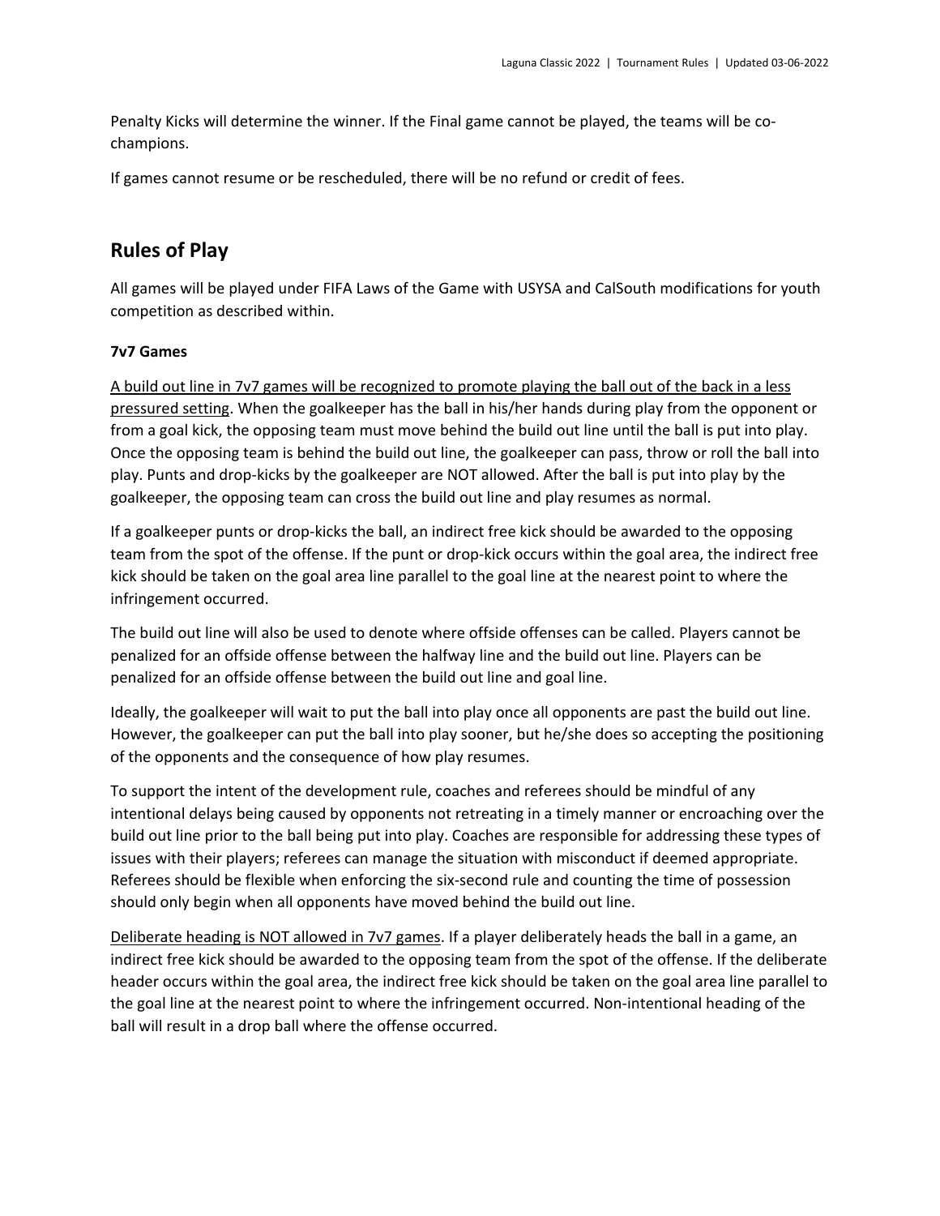Penalty Kicks will determine the winner. If the Final game cannot be played, the teams will be co-champions.

If games cannot resume or be rescheduled, there will be no refund or credit of fees.

## Rules of Play

All games will be played under FIFA Laws of the Game with USYSA and CalSouth modifications for youth competition as described within.

**7v7 Games**

<u>A build out line in 7v7 games will be recognized to promote playing the ball out of the back in a less pressured setting</u>. When the goalkeeper has the ball in his/her hands during play from the opponent or from a goal kick, the opposing team must move behind the build out line until the ball is put into play. Once the opposing team is behind the build out line, the goalkeeper can pass, throw or roll the ball into play. Punts and drop-kicks by the goalkeeper are NOT allowed. After the ball is put into play by the goalkeeper, the opposing team can cross the build out line and play resumes as normal.

If a goalkeeper punts or drop-kicks the ball, an indirect free kick should be awarded to the opposing team from the spot of the offense. If the punt or drop-kick occurs within the goal area, the indirect free kick should be taken on the goal area line parallel to the goal line at the nearest point to where the infringement occurred.

The build out line will also be used to denote where offside offenses can be called. Players cannot be penalized for an offside offense between the halfway line and the build out line. Players can be penalized for an offside offense between the build out line and goal line.

Ideally, the goalkeeper will wait to put the ball into play once all opponents are past the build out line. However, the goalkeeper can put the ball into play sooner, but he/she does so accepting the positioning of the opponents and the consequence of how play resumes.

To support the intent of the development rule, coaches and referees should be mindful of any intentional delays being caused by opponents not retreating in a timely manner or encroaching over the build out line prior to the ball being put into play. Coaches are responsible for addressing these types of issues with their players; referees can manage the situation with misconduct if deemed appropriate. Referees should be flexible when enforcing the six-second rule and counting the time of possession should only begin when all opponents have moved behind the build out line.

<u>Deliberate heading is NOT allowed in 7v7 games</u>. If a player deliberately heads the ball in a game, an indirect free kick should be awarded to the opposing team from the spot of the offense. If the deliberate header occurs within the goal area, the indirect free kick should be taken on the goal area line parallel to the goal line at the nearest point to where the infringement occurred. Non-intentional heading of the ball will result in a drop ball where the offense occurred.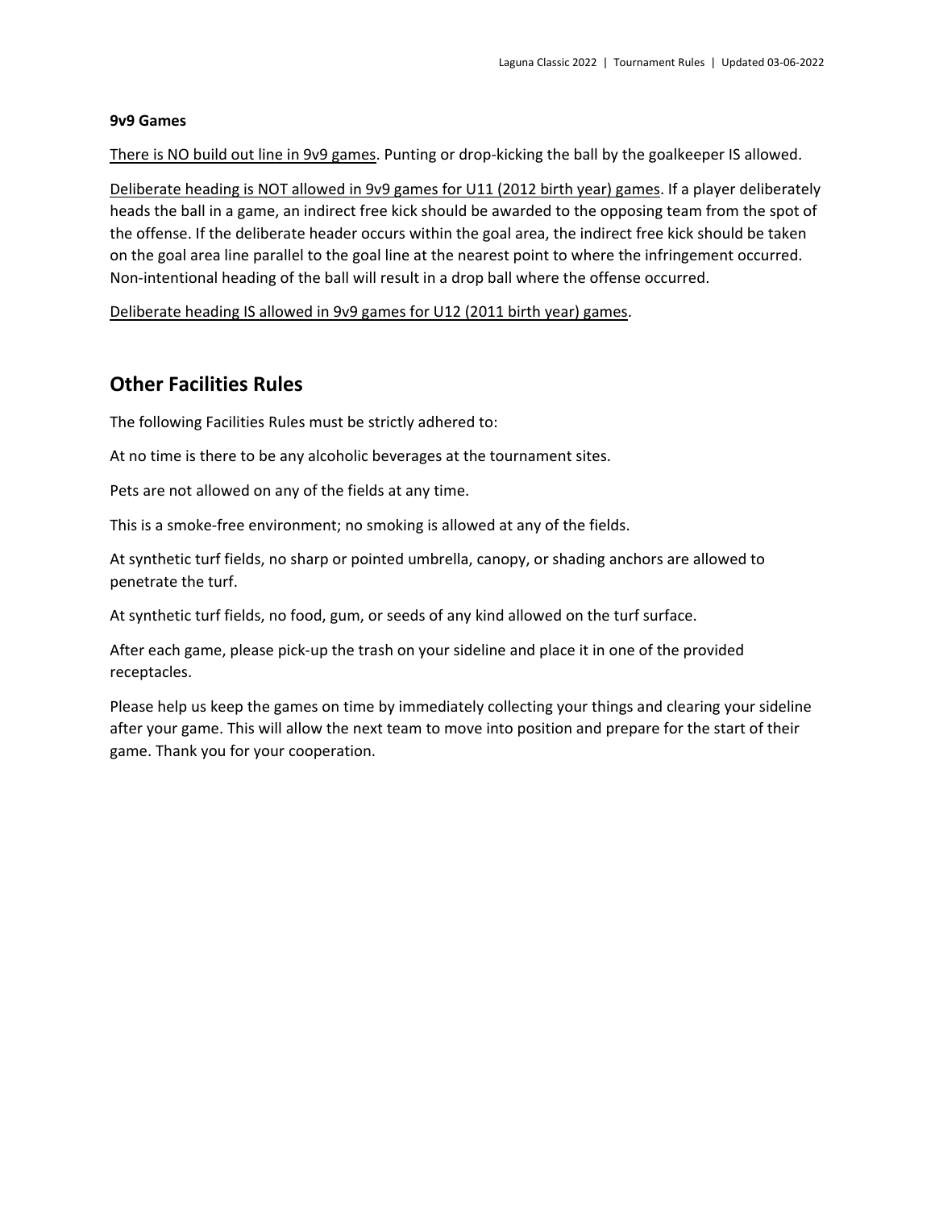**9v9 Games**

There is NO build out line in 9v9 games. Punting or drop-kicking the ball by the goalkeeper IS allowed.

Deliberate heading is NOT allowed in 9v9 games for U11 (2012 birth year) games. If a player deliberately heads the ball in a game, an indirect free kick should be awarded to the opposing team from the spot of the offense. If the deliberate header occurs within the goal area, the indirect free kick should be taken on the goal area line parallel to the goal line at the nearest point to where the infringement occurred. Non-intentional heading of the ball will result in a drop ball where the offense occurred.

Deliberate heading IS allowed in 9v9 games for U12 (2011 birth year) games.

## Other Facilities Rules

The following Facilities Rules must be strictly adhered to:

At no time is there to be any alcoholic beverages at the tournament sites.

Pets are not allowed on any of the fields at any time.

This is a smoke-free environment; no smoking is allowed at any of the fields.

At synthetic turf fields, no sharp or pointed umbrella, canopy, or shading anchors are allowed to penetrate the turf.

At synthetic turf fields, no food, gum, or seeds of any kind allowed on the turf surface.

After each game, please pick-up the trash on your sideline and place it in one of the provided receptacles.

Please help us keep the games on time by immediately collecting your things and clearing your sideline after your game. This will allow the next team to move into position and prepare for the start of their game. Thank you for your cooperation.